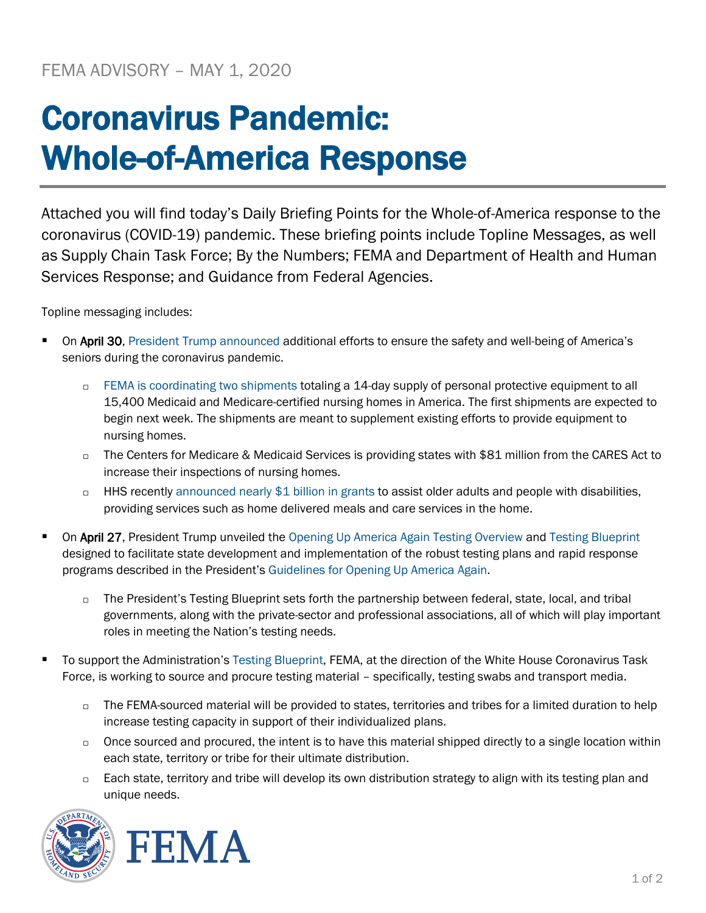FEMA ADVISORY – MAY 1, 2020

# Coronavirus Pandemic: Whole-of-America Response

Attached you will find today's Daily Briefing Points for the Whole-of-America response to the coronavirus (COVID-19) pandemic. These briefing points include Topline Messages, as well as Supply Chain Task Force; By the Numbers; FEMA and Department of Health and Human Services Response; and Guidance from Federal Agencies.

Topline messaging includes:

- On **April 30**, President Trump announced additional efforts to ensure the safety and well-being of America's seniors during the coronavirus pandemic.
  - FEMA is coordinating two shipments totaling a 14-day supply of personal protective equipment to all 15,400 Medicaid and Medicare-certified nursing homes in America. The first shipments are expected to begin next week. The shipments are meant to supplement existing efforts to provide equipment to nursing homes.
  - The Centers for Medicare & Medicaid Services is providing states with $81 million from the CARES Act to increase their inspections of nursing homes.
  - HHS recently announced nearly $1 billion in grants to assist older adults and people with disabilities, providing services such as home delivered meals and care services in the home.
- On **April 27**, President Trump unveiled the Opening Up America Again Testing Overview and Testing Blueprint designed to facilitate state development and implementation of the robust testing plans and rapid response programs described in the President's Guidelines for Opening Up America Again.
  - The President's Testing Blueprint sets forth the partnership between federal, state, local, and tribal governments, along with the private-sector and professional associations, all of which will play important roles in meeting the Nation's testing needs.
- To support the Administration's Testing Blueprint, FEMA, at the direction of the White House Coronavirus Task Force, is working to source and procure testing material – specifically, testing swabs and transport media.
  - The FEMA-sourced material will be provided to states, territories and tribes for a limited duration to help increase testing capacity in support of their individualized plans.
  - Once sourced and procured, the intent is to have this material shipped directly to a single location within each state, territory or tribe for their ultimate distribution.
  - Each state, territory and tribe will develop its own distribution strategy to align with its testing plan and unique needs.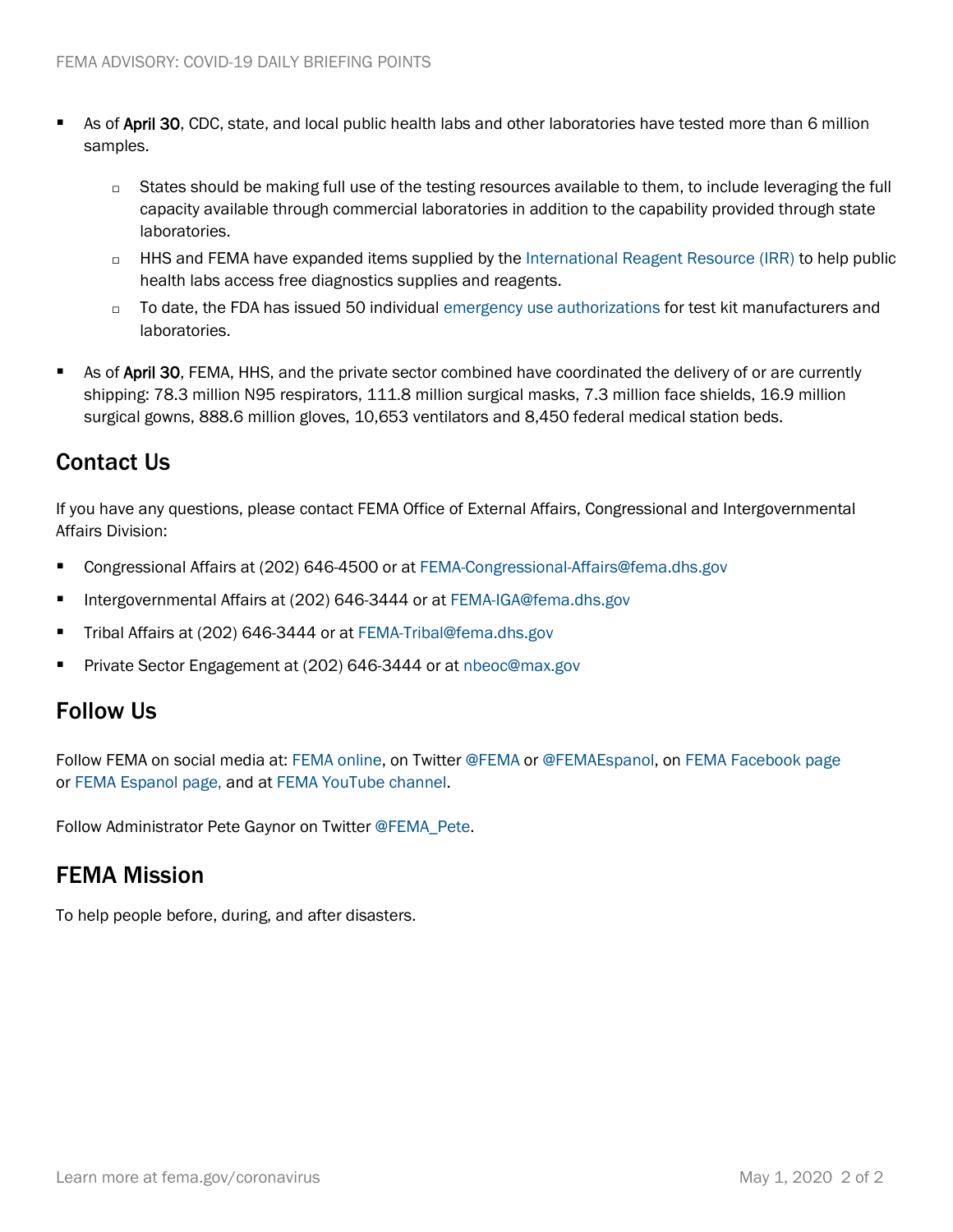- As of **April 30**, CDC, state, and local public health labs and other laboratories have tested more than 6 million samples.
  - States should be making full use of the testing resources available to them, to include leveraging the full capacity available through commercial laboratories in addition to the capability provided through state laboratories.
  - HHS and FEMA have expanded items supplied by the International Reagent Resource (IRR) to help public health labs access free diagnostics supplies and reagents.
  - To date, the FDA has issued 50 individual emergency use authorizations for test kit manufacturers and laboratories.
- As of **April 30**, FEMA, HHS, and the private sector combined have coordinated the delivery of or are currently shipping: 78.3 million N95 respirators, 111.8 million surgical masks, 7.3 million face shields, 16.9 million surgical gowns, 888.6 million gloves, 10,653 ventilators and 8,450 federal medical station beds.

## Contact Us

If you have any questions, please contact FEMA Office of External Affairs, Congressional and Intergovernmental Affairs Division:

- Congressional Affairs at (202) 646-4500 or at FEMA-Congressional-Affairs@fema.dhs.gov
- Intergovernmental Affairs at (202) 646-3444 or at FEMA-IGA@fema.dhs.gov
- Tribal Affairs at (202) 646-3444 or at FEMA-Tribal@fema.dhs.gov
- Private Sector Engagement at (202) 646-3444 or at nbeoc@max.gov

## Follow Us

Follow FEMA on social media at: FEMA online, on Twitter @FEMA or @FEMAEspanol, on FEMA Facebook page or FEMA Espanol page, and at FEMA YouTube channel.

Follow Administrator Pete Gaynor on Twitter @FEMA_Pete.

## FEMA Mission

To help people before, during, and after disasters.